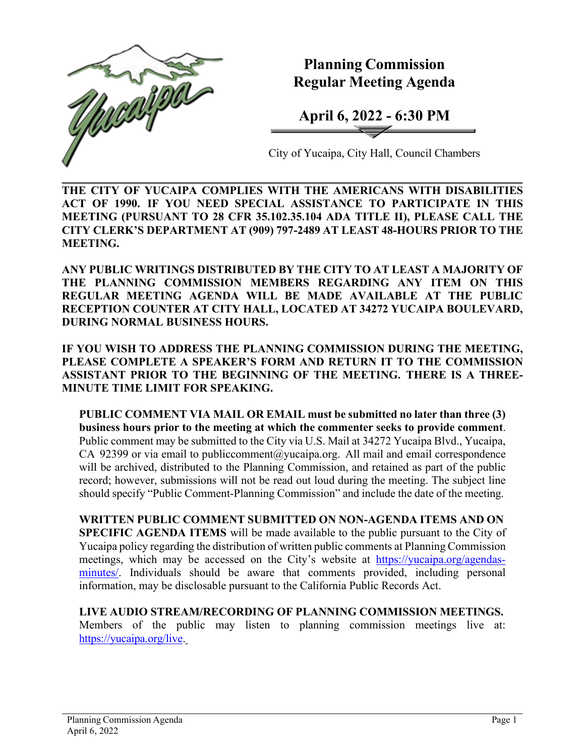# Planning Commission Regular Meeting Agenda

## April 6, 2022 - 6:30 PM

City of Yucaipa, City Hall, Council Chambers

**THE CITY OF YUCAIPA COMPLIES WITH THE AMERICANS WITH DISABILITIES ACT OF 1990. IF YOU NEED SPECIAL ASSISTANCE TO PARTICIPATE IN THIS MEETING (PURSUANT TO 28 CFR 35.102.35.104 ADA TITLE II), PLEASE CALL THE CITY CLERK'S DEPARTMENT AT (909) 797-2489 AT LEAST 48-HOURS PRIOR TO THE MEETING.**

**ANY PUBLIC WRITINGS DISTRIBUTED BY THE CITY TO AT LEAST A MAJORITY OF THE PLANNING COMMISSION MEMBERS REGARDING ANY ITEM ON THIS REGULAR MEETING AGENDA WILL BE MADE AVAILABLE AT THE PUBLIC RECEPTION COUNTER AT CITY HALL, LOCATED AT 34272 YUCAIPA BOULEVARD, DURING NORMAL BUSINESS HOURS.**

**IF YOU WISH TO ADDRESS THE PLANNING COMMISSION DURING THE MEETING, PLEASE COMPLETE A SPEAKER'S FORM AND RETURN IT TO THE COMMISSION ASSISTANT PRIOR TO THE BEGINNING OF THE MEETING. THERE IS A THREE-MINUTE TIME LIMIT FOR SPEAKING.**

**PUBLIC COMMENT VIA MAIL OR EMAIL must be submitted no later than three (3) business hours prior to the meeting at which the commenter seeks to provide comment**. Public comment may be submitted to the City via U.S. Mail at 34272 Yucaipa Blvd., Yucaipa, CA 92399 or via email to publiccomment@yucaipa.org. All mail and email correspondence will be archived, distributed to the Planning Commission, and retained as part of the public record; however, submissions will not be read out loud during the meeting. The subject line should specify "Public Comment-Planning Commission" and include the date of the meeting.

**WRITTEN PUBLIC COMMENT SUBMITTED ON NON-AGENDA ITEMS AND ON SPECIFIC AGENDA ITEMS** will be made available to the public pursuant to the City of Yucaipa policy regarding the distribution of written public comments at Planning Commission meetings, which may be accessed on the City's website at [https://yucaipa.org/agendas-minutes/](https://yucaipa.org/agendas-minutes/). Individuals should be aware that comments provided, including personal information, may be disclosable pursuant to the California Public Records Act.

**LIVE AUDIO STREAM/RECORDING OF PLANNING COMMISSION MEETINGS.** Members of the public may listen to planning commission meetings live at: [https://yucaipa.org/live](https://yucaipa.org/live).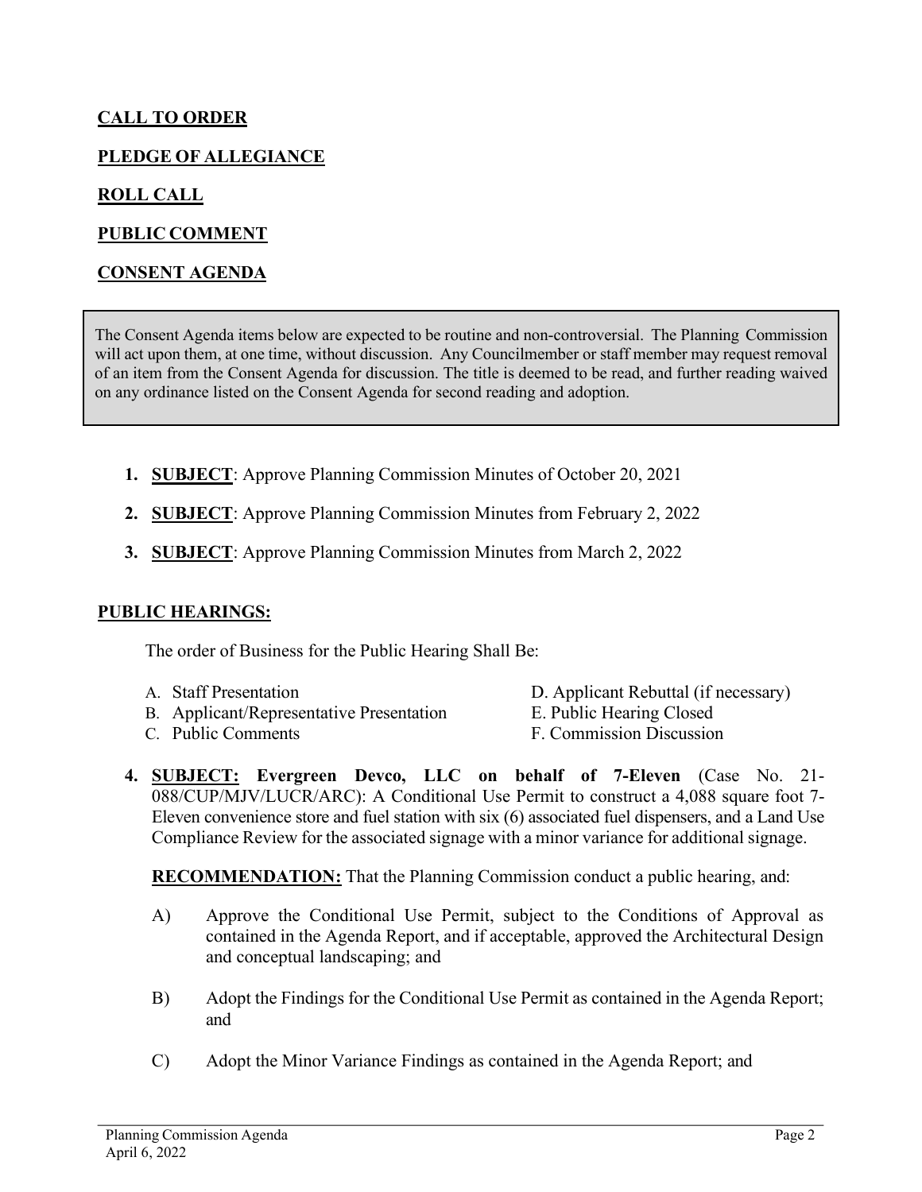**CALL TO ORDER**

**PLEDGE OF ALLEGIANCE**

**ROLL CALL**

**PUBLIC COMMENT**

**CONSENT AGENDA**

> The Consent Agenda items below are expected to be routine and non-controversial. The Planning Commission will act upon them, at one time, without discussion. Any Councilmember or staff member may request removal of an item from the Consent Agenda for discussion. The title is deemed to be read, and further reading waived on any ordinance listed on the Consent Agenda for second reading and adoption.

1. **SUBJECT**: Approve Planning Commission Minutes of October 20, 2021
2. **SUBJECT**: Approve Planning Commission Minutes from February 2, 2022
3. **SUBJECT**: Approve Planning Commission Minutes from March 2, 2022

**PUBLIC HEARINGS:**

The order of Business for the Public Hearing Shall Be:

A. Staff Presentation
B. Applicant/Representative Presentation
C. Public Comments
D. Applicant Rebuttal (if necessary)
E. Public Hearing Closed
F. Commission Discussion

4. **SUBJECT: Evergreen Devco, LLC on behalf of 7-Eleven** (Case No. 21-088/CUP/MJV/LUCR/ARC): A Conditional Use Permit to construct a 4,088 square foot 7-Eleven convenience store and fuel station with six (6) associated fuel dispensers, and a Land Use Compliance Review for the associated signage with a minor variance for additional signage.

   **RECOMMENDATION:** That the Planning Commission conduct a public hearing, and:

   A) Approve the Conditional Use Permit, subject to the Conditions of Approval as contained in the Agenda Report, and if acceptable, approved the Architectural Design and conceptual landscaping; and

   B) Adopt the Findings for the Conditional Use Permit as contained in the Agenda Report; and

   C) Adopt the Minor Variance Findings as contained in the Agenda Report; and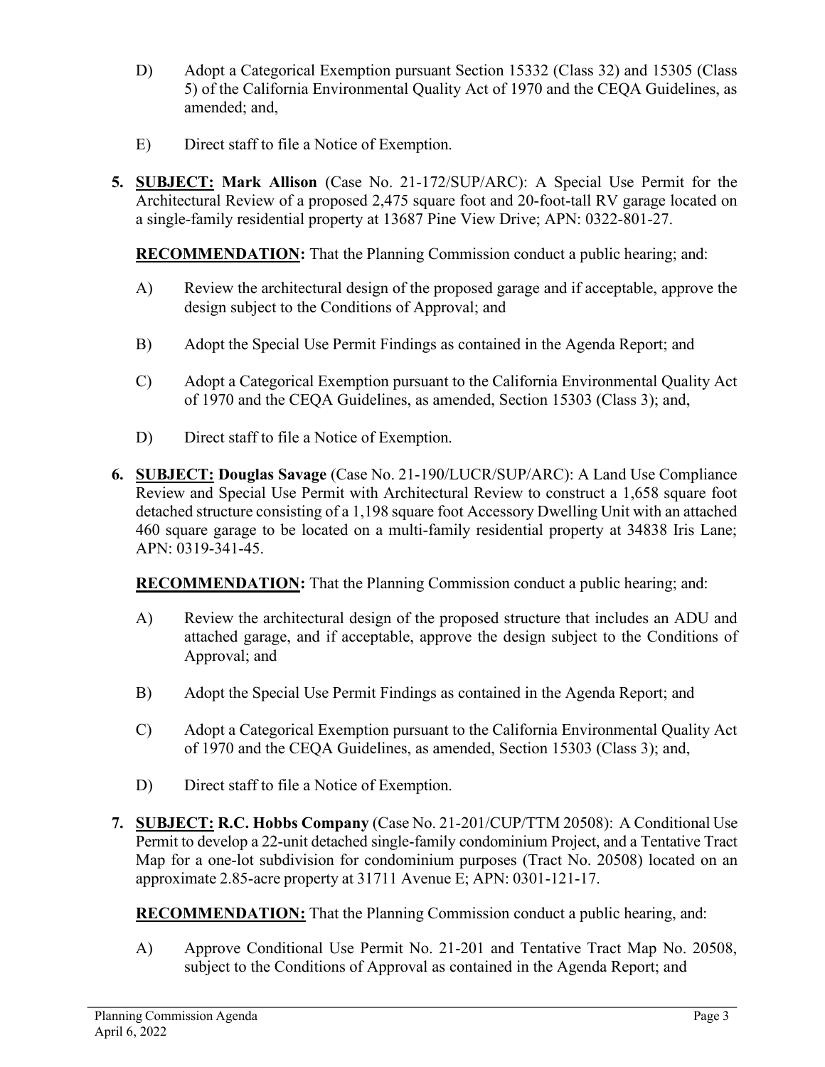D) Adopt a Categorical Exemption pursuant Section 15332 (Class 32) and 15305 (Class 5) of the California Environmental Quality Act of 1970 and the CEQA Guidelines, as amended; and,

E) Direct staff to file a Notice of Exemption.

**5. SUBJECT: Mark Allison** (Case No. 21-172/SUP/ARC): A Special Use Permit for the Architectural Review of a proposed 2,475 square foot and 20-foot-tall RV garage located on a single-family residential property at 13687 Pine View Drive; APN: 0322-801-27.

**RECOMMENDATION:** That the Planning Commission conduct a public hearing; and:

A) Review the architectural design of the proposed garage and if acceptable, approve the design subject to the Conditions of Approval; and

B) Adopt the Special Use Permit Findings as contained in the Agenda Report; and

C) Adopt a Categorical Exemption pursuant to the California Environmental Quality Act of 1970 and the CEQA Guidelines, as amended, Section 15303 (Class 3); and,

D) Direct staff to file a Notice of Exemption.

**6. SUBJECT: Douglas Savage** (Case No. 21-190/LUCR/SUP/ARC): A Land Use Compliance Review and Special Use Permit with Architectural Review to construct a 1,658 square foot detached structure consisting of a 1,198 square foot Accessory Dwelling Unit with an attached 460 square garage to be located on a multi-family residential property at 34838 Iris Lane; APN: 0319-341-45.

**RECOMMENDATION:** That the Planning Commission conduct a public hearing; and:

A) Review the architectural design of the proposed structure that includes an ADU and attached garage, and if acceptable, approve the design subject to the Conditions of Approval; and

B) Adopt the Special Use Permit Findings as contained in the Agenda Report; and

C) Adopt a Categorical Exemption pursuant to the California Environmental Quality Act of 1970 and the CEQA Guidelines, as amended, Section 15303 (Class 3); and,

D) Direct staff to file a Notice of Exemption.

**7. SUBJECT: R.C. Hobbs Company** (Case No. 21-201/CUP/TTM 20508): A Conditional Use Permit to develop a 22-unit detached single-family condominium Project, and a Tentative Tract Map for a one-lot subdivision for condominium purposes (Tract No. 20508) located on an approximate 2.85-acre property at 31711 Avenue E; APN: 0301-121-17.

**RECOMMENDATION:** That the Planning Commission conduct a public hearing, and:

A) Approve Conditional Use Permit No. 21-201 and Tentative Tract Map No. 20508, subject to the Conditions of Approval as contained in the Agenda Report; and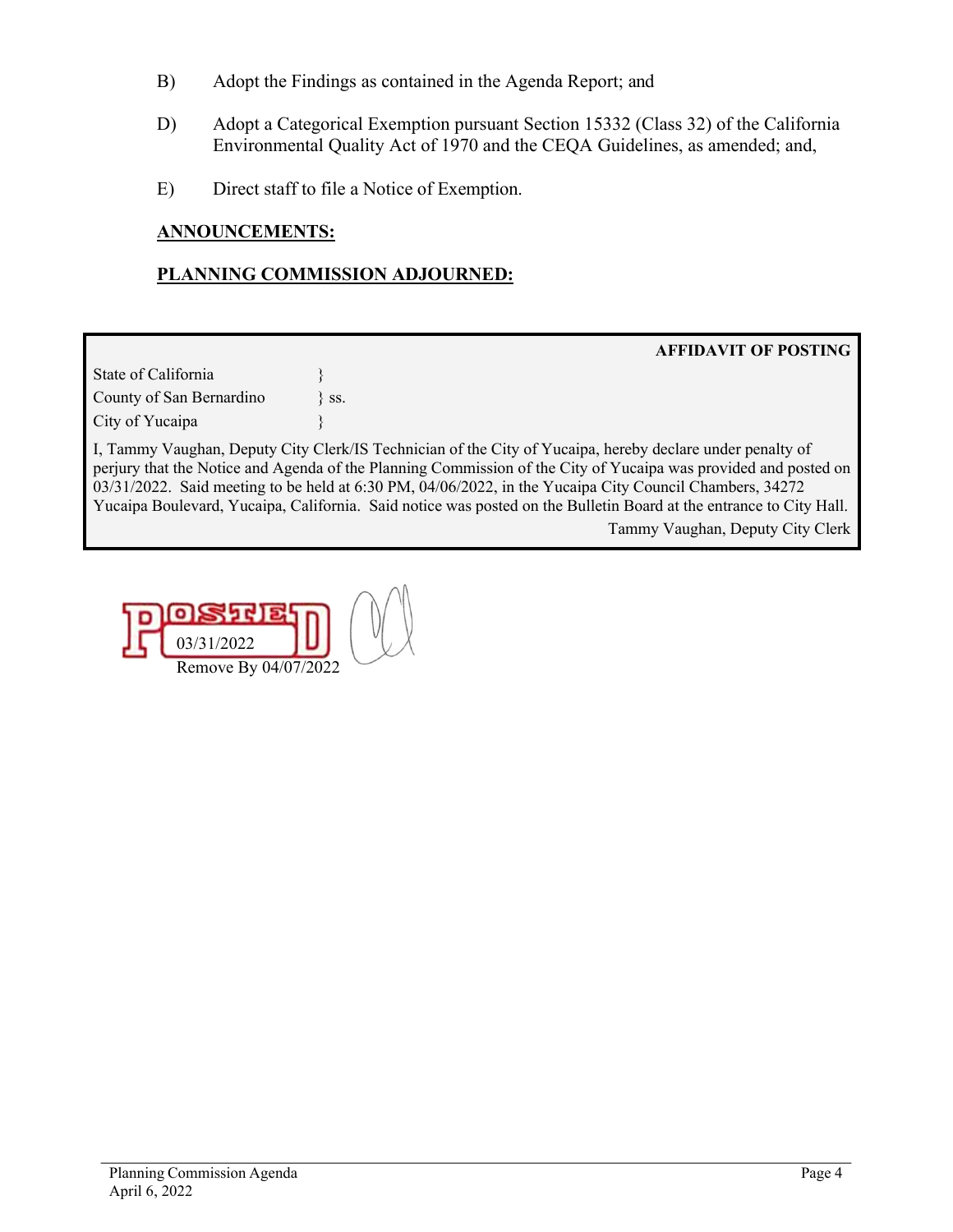B) Adopt the Findings as contained in the Agenda Report; and

D) Adopt a Categorical Exemption pursuant Section 15332 (Class 32) of the California Environmental Quality Act of 1970 and the CEQA Guidelines, as amended; and,

E) Direct staff to file a Notice of Exemption.

**ANNOUNCEMENTS:**

**PLANNING COMMISSION ADJOURNED:**

**AFFIDAVIT OF POSTING**

State of California }
County of San Bernardino } ss.
City of Yucaipa }

I, Tammy Vaughan, Deputy City Clerk/IS Technician of the City of Yucaipa, hereby declare under penalty of perjury that the Notice and Agenda of the Planning Commission of the City of Yucaipa was provided and posted on 03/31/2022. Said meeting to be held at 6:30 PM, 04/06/2022, in the Yucaipa City Council Chambers, 34272 Yucaipa Boulevard, Yucaipa, California. Said notice was posted on the Bulletin Board at the entrance to City Hall.

Tammy Vaughan, Deputy City Clerk

POSTED
03/31/2022
Remove By 04/07/2022